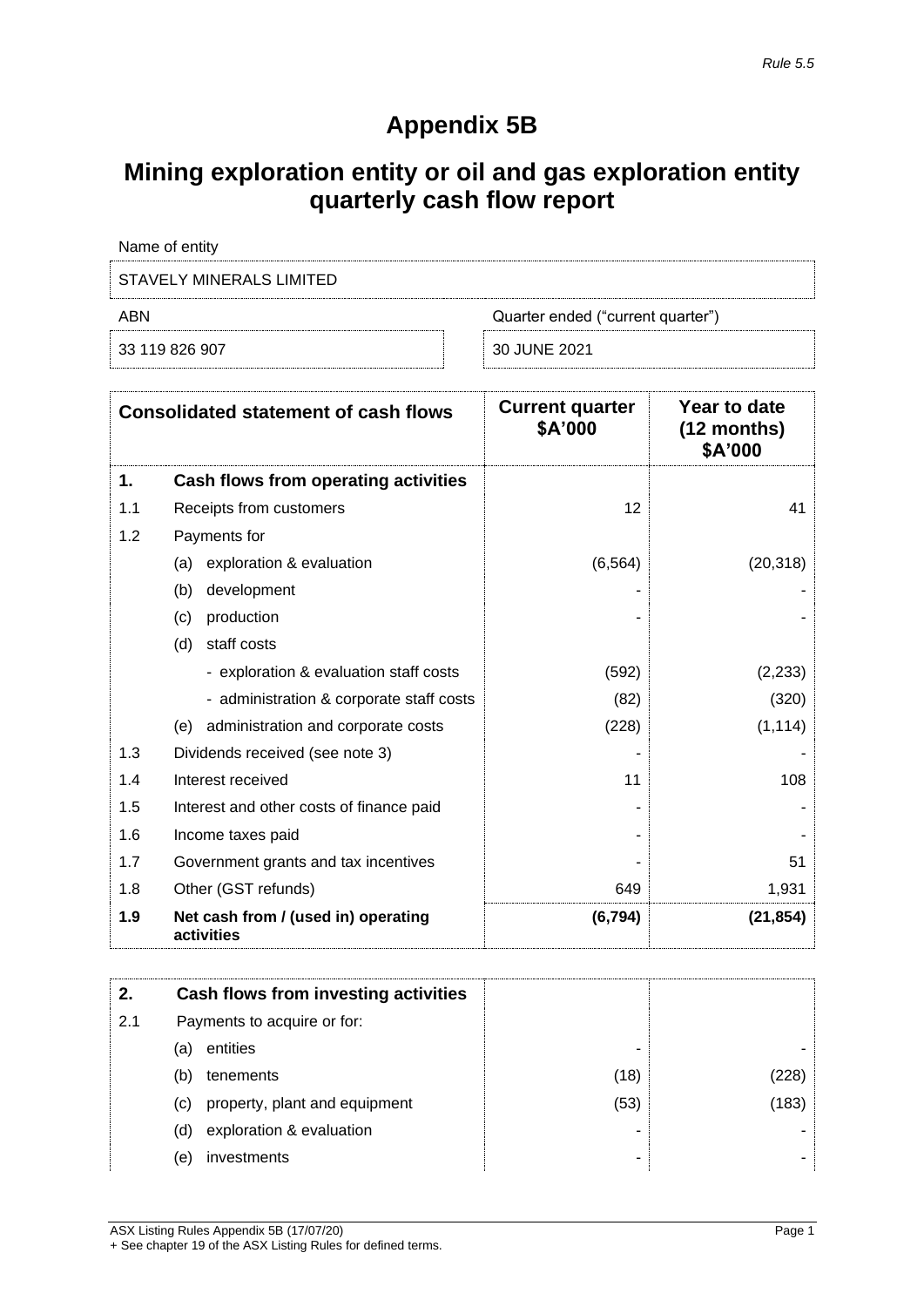*Rule 5.5*

# Appendix 5B

# Mining exploration entity or oil and gas exploration entity quarterly cash flow report

Name of entity

| STAVELY MINERALS LIMITED | |
|---|---|
| **ABN** | **Quarter ended ("current quarter")** |
| 33 119 826 907 | 30 JUNE 2021 |

| | Consolidated statement of cash flows | Current quarter $A'000 | Year to date (12 months) $A'000 |
|---|---|---|---|
| **1.** | **Cash flows from operating activities** | | |
| 1.1 | Receipts from customers | 12 | 41 |
| 1.2 | Payments for | | |
| | (a) exploration & evaluation | (6,564) | (20,318) |
| | (b) development | - | - |
| | (c) production | - | - |
| | (d) staff costs | | |
| | - exploration & evaluation staff costs | (592) | (2,233) |
| | - administration & corporate staff costs | (82) | (320) |
| | (e) administration and corporate costs | (228) | (1,114) |
| 1.3 | Dividends received (see note 3) | - | - |
| 1.4 | Interest received | 11 | 108 |
| 1.5 | Interest and other costs of finance paid | - | - |
| 1.6 | Income taxes paid | - | - |
| 1.7 | Government grants and tax incentives | - | 51 |
| 1.8 | Other (GST refunds) | 649 | 1,931 |
| **1.9** | **Net cash from / (used in) operating activities** | **(6,794)** | **(21,854)** |

| | | | |
|---|---|---|---|
| **2.** | **Cash flows from investing activities** | | |
| 2.1 | Payments to acquire or for: | | |
| | (a) entities | - | - |
| | (b) tenements | (18) | (228) |
| | (c) property, plant and equipment | (53) | (183) |
| | (d) exploration & evaluation | - | - |
| | (e) investments | - | - |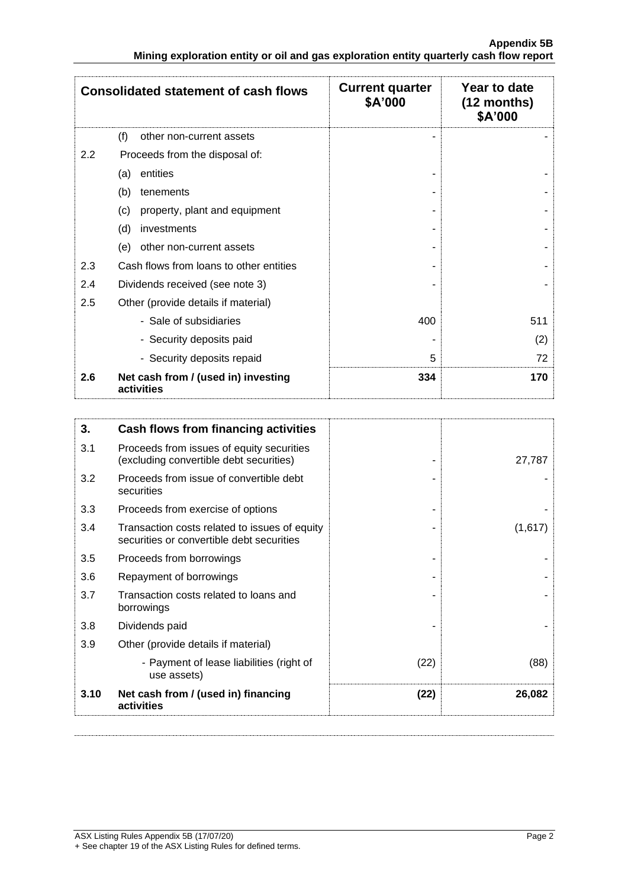| Consolidated statement of cash flows | | Current quarter $A'000 | Year to date (12 months) $A'000 |
|---|---|---|---|
| | (f) other non-current assets | - | - |
| 2.2 | Proceeds from the disposal of: | | |
| | (a) entities | - | - |
| | (b) tenements | - | - |
| | (c) property, plant and equipment | - | - |
| | (d) investments | - | - |
| | (e) other non-current assets | - | - |
| 2.3 | Cash flows from loans to other entities | - | - |
| 2.4 | Dividends received (see note 3) | - | - |
| 2.5 | Other (provide details if material) | | |
| | - Sale of subsidiaries | 400 | 511 |
| | - Security deposits paid | - | (2) |
| | - Security deposits repaid | 5 | 72 |
| **2.6** | **Net cash from / (used in) investing activities** | **334** | **170** |

| 3. | Cash flows from financing activities | | |
|---|---|---|---|
| 3.1 | Proceeds from issues of equity securities (excluding convertible debt securities) | - | 27,787 |
| 3.2 | Proceeds from issue of convertible debt securities | - | - |
| 3.3 | Proceeds from exercise of options | - | - |
| 3.4 | Transaction costs related to issues of equity securities or convertible debt securities | - | (1,617) |
| 3.5 | Proceeds from borrowings | - | - |
| 3.6 | Repayment of borrowings | - | - |
| 3.7 | Transaction costs related to loans and borrowings | - | - |
| 3.8 | Dividends paid | - | - |
| 3.9 | Other (provide details if material) | | |
| | - Payment of lease liabilities (right of use assets) | (22) | (88) |
| **3.10** | **Net cash from / (used in) financing activities** | **(22)** | **26,082** |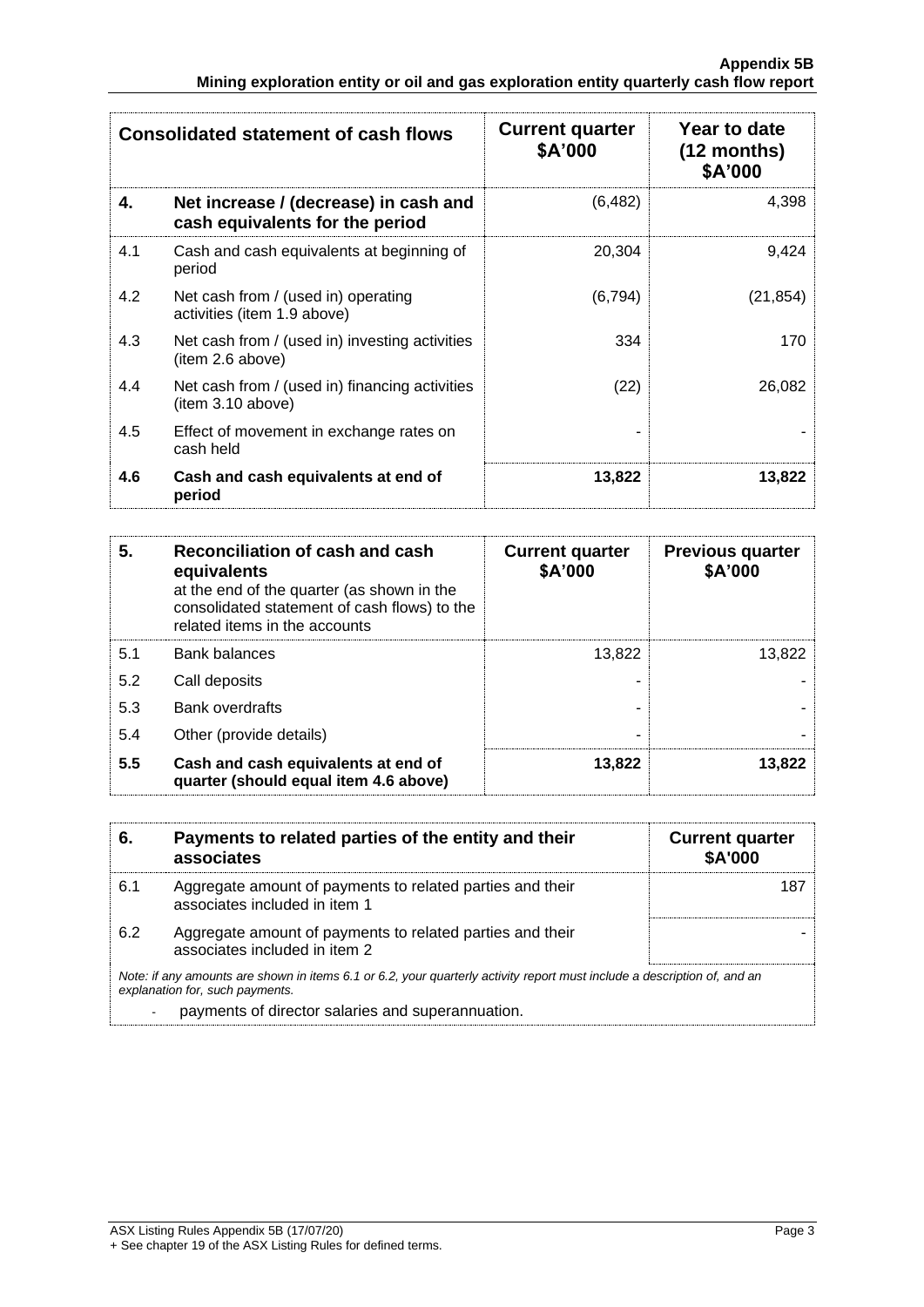| Consolidated statement of cash flows | | Current quarter $A'000 | Year to date (12 months) $A'000 |
|---|---|---|---|
| **4.** | **Net increase / (decrease) in cash and cash equivalents for the period** | (6,482) | 4,398 |
| 4.1 | Cash and cash equivalents at beginning of period | 20,304 | 9,424 |
| 4.2 | Net cash from / (used in) operating activities (item 1.9 above) | (6,794) | (21,854) |
| 4.3 | Net cash from / (used in) investing activities (item 2.6 above) | 334 | 170 |
| 4.4 | Net cash from / (used in) financing activities (item 3.10 above) | (22) | 26,082 |
| 4.5 | Effect of movement in exchange rates on cash held | - | - |
| **4.6** | **Cash and cash equivalents at end of period** | **13,822** | **13,822** |

| **5.** | **Reconciliation of cash and cash equivalents** at the end of the quarter (as shown in the consolidated statement of cash flows) to the related items in the accounts | **Current quarter $A'000** | **Previous quarter $A'000** |
|---|---|---|---|
| 5.1 | Bank balances | 13,822 | 13,822 |
| 5.2 | Call deposits | - | - |
| 5.3 | Bank overdrafts | - | - |
| 5.4 | Other (provide details) | - | - |
| **5.5** | **Cash and cash equivalents at end of quarter (should equal item 4.6 above)** | **13,822** | **13,822** |

| **6.** | **Payments to related parties of the entity and their associates** | **Current quarter $A'000** |
|---|---|---|
| 6.1 | Aggregate amount of payments to related parties and their associates included in item 1 | 187 |
| 6.2 | Aggregate amount of payments to related parties and their associates included in item 2 | - |

*Note: if any amounts are shown in items 6.1 or 6.2, your quarterly activity report must include a description of, and an explanation for, such payments.*

- payments of director salaries and superannuation.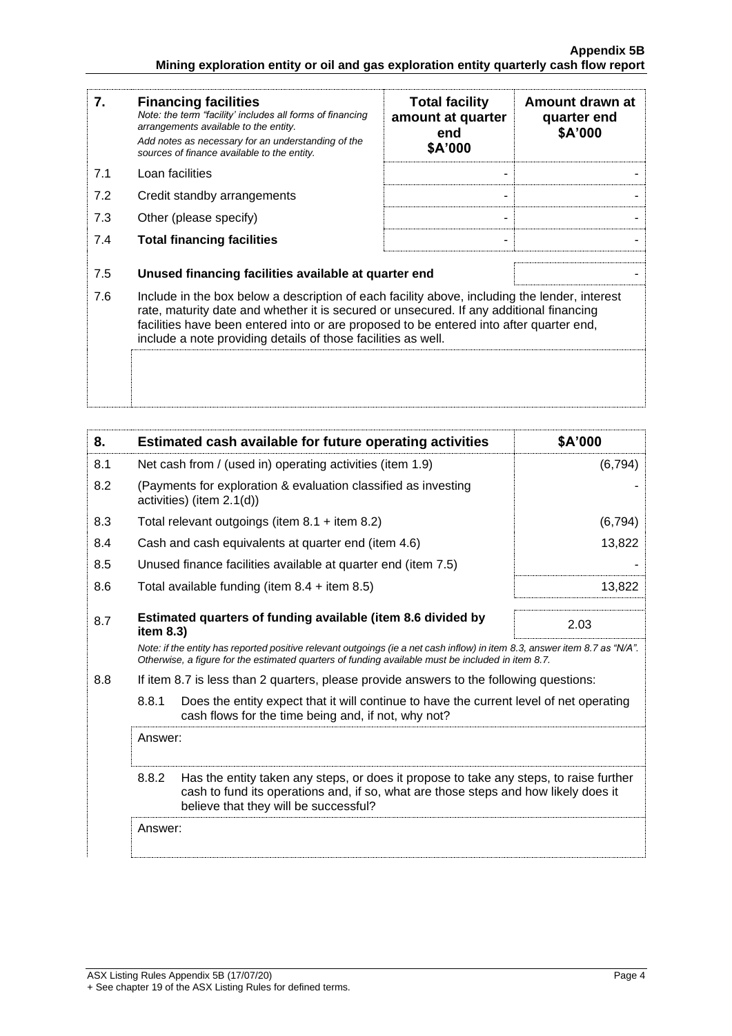| 7. | **Financing facilities**<br>*Note: the term "facility' includes all forms of financing arrangements available to the entity.*<br>*Add notes as necessary for an understanding of the sources of finance available to the entity.* | **Total facility amount at quarter end<br>$A'000** | **Amount drawn at quarter end<br>$A'000** |
|---|---|---|---|
| 7.1 | Loan facilities | - | - |
| 7.2 | Credit standby arrangements | - | - |
| 7.3 | Other (please specify) | - | - |
| 7.4 | **Total financing facilities** | - | - |
| 7.5 | **Unused financing facilities available at quarter end** | | - |
| 7.6 | Include in the box below a description of each facility above, including the lender, interest rate, maturity date and whether it is secured or unsecured. If any additional financing facilities have been entered into or are proposed to be entered into after quarter end, include a note providing details of those facilities as well. | | |

| 8. | **Estimated cash available for future operating activities** | **$A'000** |
|---|---|---|
| 8.1 | Net cash from / (used in) operating activities (item 1.9) | (6,794) |
| 8.2 | (Payments for exploration & evaluation classified as investing activities) (item 2.1(d)) | - |
| 8.3 | Total relevant outgoings (item 8.1 + item 8.2) | (6,794) |
| 8.4 | Cash and cash equivalents at quarter end (item 4.6) | 13,822 |
| 8.5 | Unused finance facilities available at quarter end (item 7.5) | - |
| 8.6 | Total available funding (item 8.4 + item 8.5) | 13,822 |
| 8.7 | **Estimated quarters of funding available (item 8.6 divided by item 8.3)** | 2.03 |

*Note: if the entity has reported positive relevant outgoings (ie a net cash inflow) in item 8.3, answer item 8.7 as "N/A". Otherwise, a figure for the estimated quarters of funding available must be included in item 8.7.*

8.8 If item 8.7 is less than 2 quarters, please provide answers to the following questions:

8.8.1 Does the entity expect that it will continue to have the current level of net operating cash flows for the time being and, if not, why not?

Answer:

8.8.2 Has the entity taken any steps, or does it propose to take any steps, to raise further cash to fund its operations and, if so, what are those steps and how likely does it believe that they will be successful?

Answer: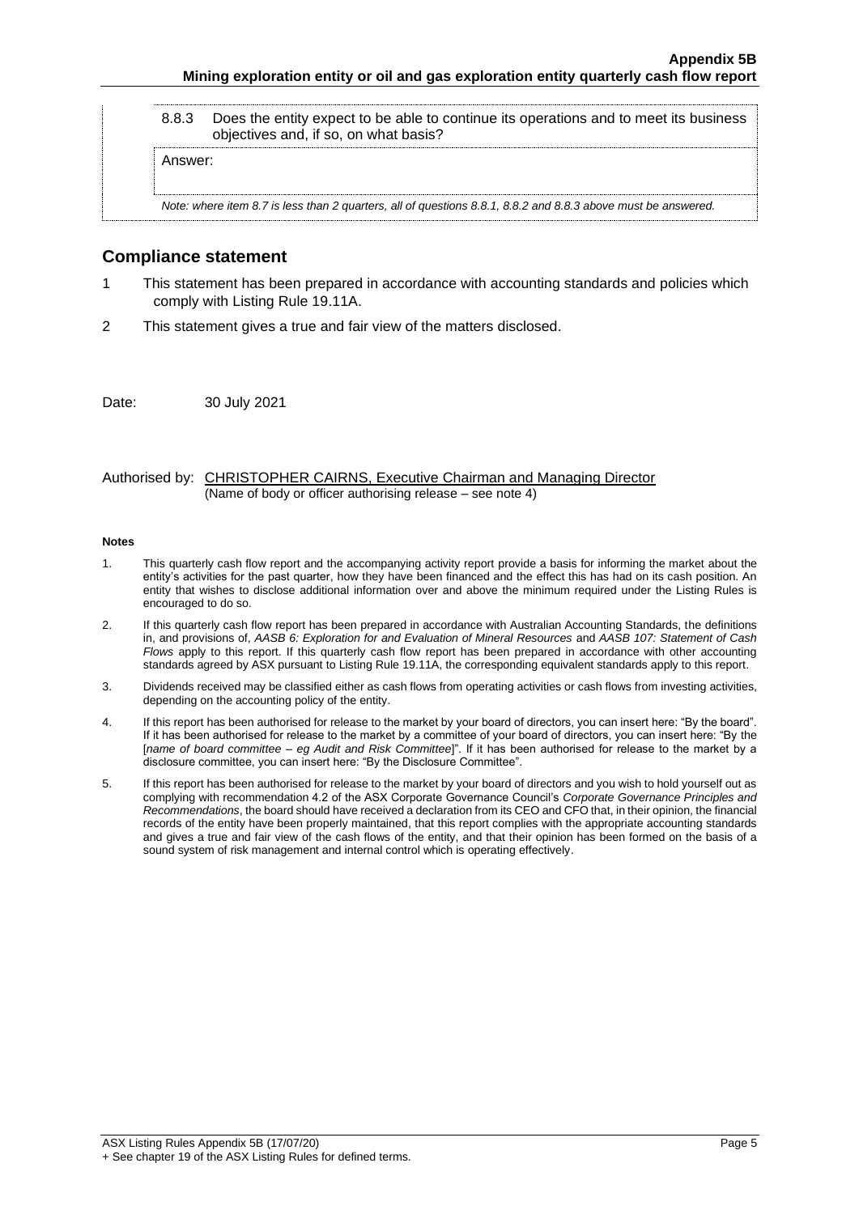8.8.3 Does the entity expect to be able to continue its operations and to meet its business objectives and, if so, on what basis?

Answer:

*Note: where item 8.7 is less than 2 quarters, all of questions 8.8.1, 8.8.2 and 8.8.3 above must be answered.*

## Compliance statement

1 This statement has been prepared in accordance with accounting standards and policies which comply with Listing Rule 19.11A.

2 This statement gives a true and fair view of the matters disclosed.

Date: 30 July 2021

Authorised by: CHRISTOPHER CAIRNS, Executive Chairman and Managing Director
(Name of body or officer authorising release – see note 4)

**Notes**

1. This quarterly cash flow report and the accompanying activity report provide a basis for informing the market about the entity's activities for the past quarter, how they have been financed and the effect this has had on its cash position. An entity that wishes to disclose additional information over and above the minimum required under the Listing Rules is encouraged to do so.
2. If this quarterly cash flow report has been prepared in accordance with Australian Accounting Standards, the definitions in, and provisions of, *AASB 6: Exploration for and Evaluation of Mineral Resources* and *AASB 107: Statement of Cash Flows* apply to this report. If this quarterly cash flow report has been prepared in accordance with other accounting standards agreed by ASX pursuant to Listing Rule 19.11A, the corresponding equivalent standards apply to this report.
3. Dividends received may be classified either as cash flows from operating activities or cash flows from investing activities, depending on the accounting policy of the entity.
4. If this report has been authorised for release to the market by your board of directors, you can insert here: "By the board". If it has been authorised for release to the market by a committee of your board of directors, you can insert here: "By the [*name of board committee – eg Audit and Risk Committee*]". If it has been authorised for release to the market by a disclosure committee, you can insert here: "By the Disclosure Committee".
5. If this report has been authorised for release to the market by your board of directors and you wish to hold yourself out as complying with recommendation 4.2 of the ASX Corporate Governance Council's *Corporate Governance Principles and Recommendations*, the board should have received a declaration from its CEO and CFO that, in their opinion, the financial records of the entity have been properly maintained, that this report complies with the appropriate accounting standards and gives a true and fair view of the cash flows of the entity, and that their opinion has been formed on the basis of a sound system of risk management and internal control which is operating effectively.